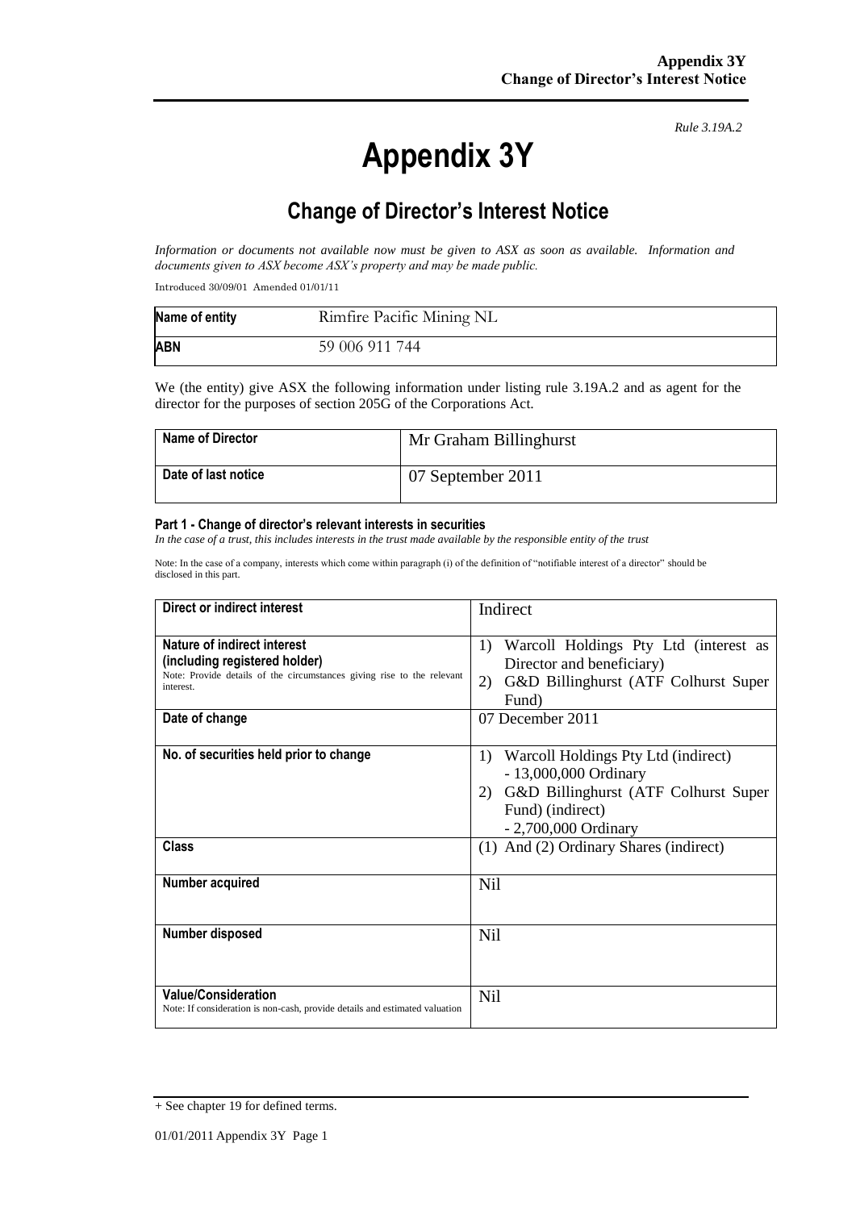*Rule 3.19A.2*

# Appendix 3Y

## Change of Director's Interest Notice

*Information or documents not available now must be given to ASX as soon as available. Information and documents given to ASX become ASX's property and may be made public.*

Introduced 30/09/01 Amended 01/01/11

| | |
|---|---|
| **Name of entity** | Rimfire Pacific Mining NL |
| **ABN** | 59 006 911 744 |

We (the entity) give ASX the following information under listing rule 3.19A.2 and as agent for the director for the purposes of section 205G of the Corporations Act.

| | |
|---|---|
| **Name of Director** | Mr Graham Billinghurst |
| **Date of last notice** | 07 September 2011 |

#### Part 1 - Change of director's relevant interests in securities

*In the case of a trust, this includes interests in the trust made available by the responsible entity of the trust*

Note: In the case of a company, interests which come within paragraph (i) of the definition of "notifiable interest of a director" should be disclosed in this part.

| | |
|---|---|
| **Direct or indirect interest** | Indirect |
| **Nature of indirect interest (including registered holder)**<br>Note: Provide details of the circumstances giving rise to the relevant interest. | 1) Warcoll Holdings Pty Ltd (interest as Director and beneficiary)<br>2) G&D Billinghurst (ATF Colhurst Super Fund) |
| **Date of change** | 07 December 2011 |
| **No. of securities held prior to change** | 1) Warcoll Holdings Pty Ltd (indirect) - 13,000,000 Ordinary<br>2) G&D Billinghurst (ATF Colhurst Super Fund) (indirect) - 2,700,000 Ordinary |
| **Class** | (1) And (2) Ordinary Shares (indirect) |
| **Number acquired** | Nil |
| **Number disposed** | Nil |
| **Value/Consideration**<br>Note: If consideration is non-cash, provide details and estimated valuation | Nil |

+ See chapter 19 for defined terms.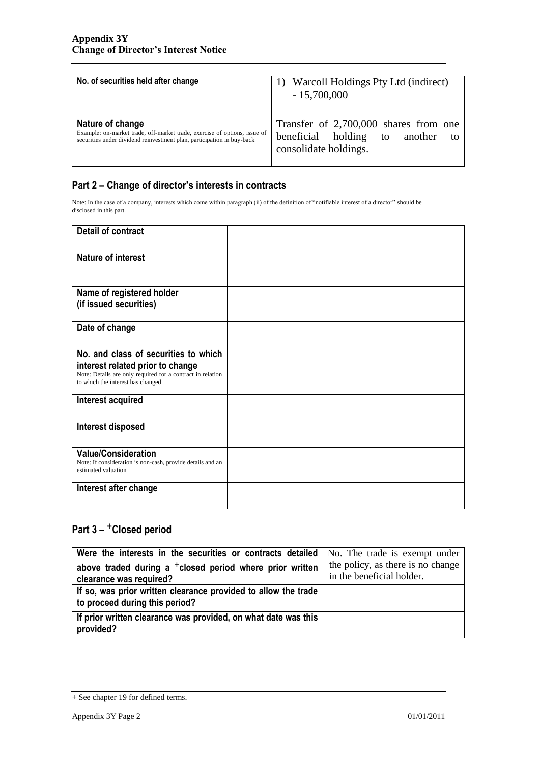| | |
|---|---|
| **No. of securities held after change** | 1) Warcoll Holdings Pty Ltd (indirect) - 15,700,000 |
| **Nature of change**<br>Example: on-market trade, off-market trade, exercise of options, issue of securities under dividend reinvestment plan, participation in buy-back | Transfer of 2,700,000 shares from one beneficial holding to another to consolidate holdings. |

## Part 2 – Change of director's interests in contracts

Note: In the case of a company, interests which come within paragraph (ii) of the definition of "notifiable interest of a director" should be disclosed in this part.

| | |
|---|---|
| **Detail of contract** | |
| **Nature of interest** | |
| **Name of registered holder (if issued securities)** | |
| **Date of change** | |
| **No. and class of securities to which interest related prior to change**<br>Note: Details are only required for a contract in relation to which the interest has changed | |
| **Interest acquired** | |
| **Interest disposed** | |
| **Value/Consideration**<br>Note: If consideration is non-cash, provide details and an estimated valuation | |
| **Interest after change** | |

## Part 3 – +Closed period

| | |
|---|---|
| **Were the interests in the securities or contracts detailed above traded during a +closed period where prior written clearance was required?** | No. The trade is exempt under the policy, as there is no change in the beneficial holder. |
| **If so, was prior written clearance provided to allow the trade to proceed during this period?** | |
| **If prior written clearance was provided, on what date was this provided?** | |

+ See chapter 19 for defined terms.